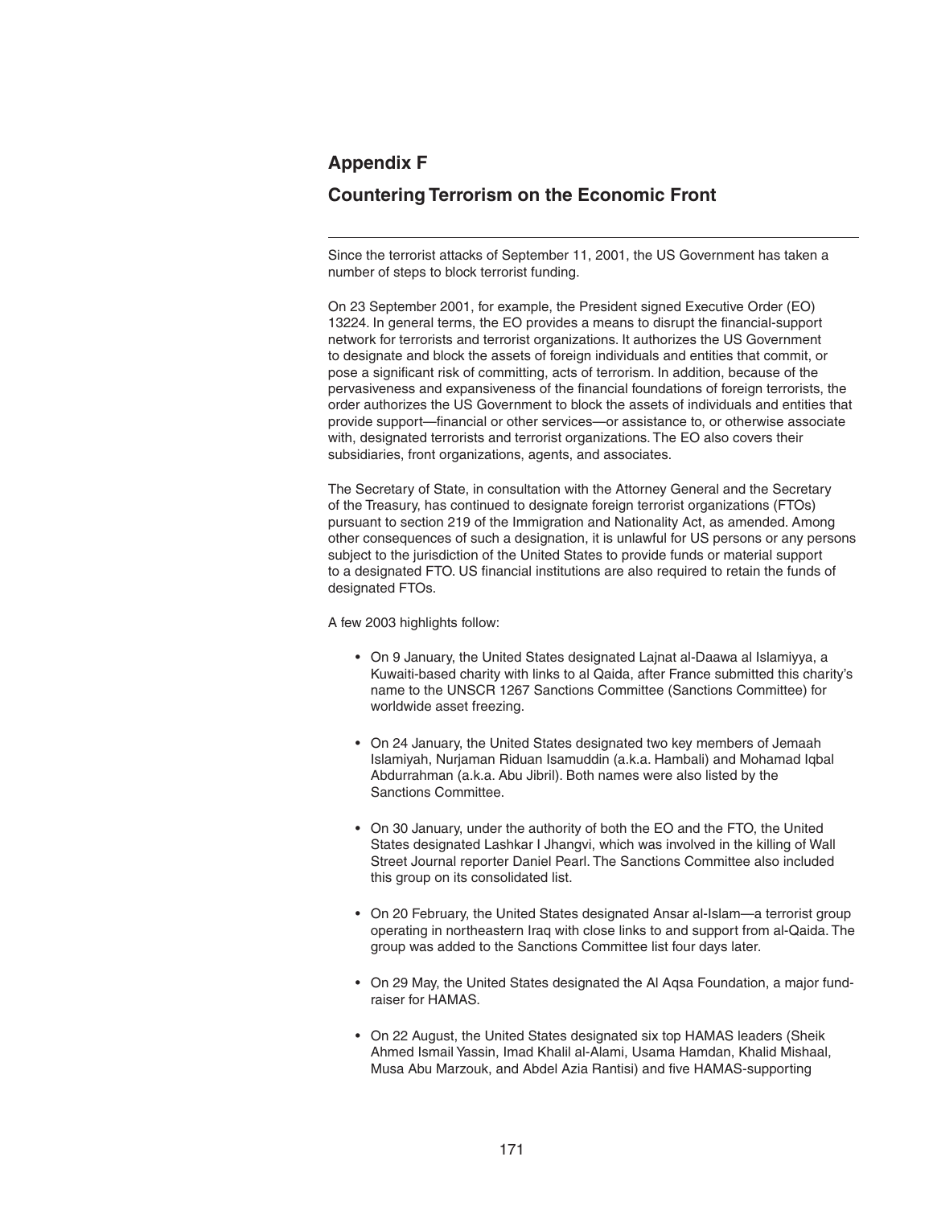# Appendix F

## Countering Terrorism on the Economic Front

---

Since the terrorist attacks of September 11, 2001, the US Government has taken a number of steps to block terrorist funding.

On 23 September 2001, for example, the President signed Executive Order (EO) 13224. In general terms, the EO provides a means to disrupt the financial-support network for terrorists and terrorist organizations. It authorizes the US Government to designate and block the assets of foreign individuals and entities that commit, or pose a significant risk of committing, acts of terrorism. In addition, because of the pervasiveness and expansiveness of the financial foundations of foreign terrorists, the order authorizes the US Government to block the assets of individuals and entities that provide support—financial or other services—or assistance to, or otherwise associate with, designated terrorists and terrorist organizations. The EO also covers their subsidiaries, front organizations, agents, and associates.

The Secretary of State, in consultation with the Attorney General and the Secretary of the Treasury, has continued to designate foreign terrorist organizations (FTOs) pursuant to section 219 of the Immigration and Nationality Act, as amended. Among other consequences of such a designation, it is unlawful for US persons or any persons subject to the jurisdiction of the United States to provide funds or material support to a designated FTO. US financial institutions are also required to retain the funds of designated FTOs.

A few 2003 highlights follow:

- On 9 January, the United States designated Lajnat al-Daawa al Islamiyya, a Kuwaiti-based charity with links to al Qaida, after France submitted this charity's name to the UNSCR 1267 Sanctions Committee (Sanctions Committee) for worldwide asset freezing.

- On 24 January, the United States designated two key members of Jemaah Islamiyah, Nurjaman Riduan Isamuddin (a.k.a. Hambali) and Mohamad Iqbal Abdurrahman (a.k.a. Abu Jibril). Both names were also listed by the Sanctions Committee.

- On 30 January, under the authority of both the EO and the FTO, the United States designated Lashkar I Jhangvi, which was involved in the killing of Wall Street Journal reporter Daniel Pearl. The Sanctions Committee also included this group on its consolidated list.

- On 20 February, the United States designated Ansar al-Islam—a terrorist group operating in northeastern Iraq with close links to and support from al-Qaida. The group was added to the Sanctions Committee list four days later.

- On 29 May, the United States designated the Al Aqsa Foundation, a major fund-raiser for HAMAS.

- On 22 August, the United States designated six top HAMAS leaders (Sheik Ahmed Ismail Yassin, Imad Khalil al-Alami, Usama Hamdan, Khalid Mishaal, Musa Abu Marzouk, and Abdel Azia Rantisi) and five HAMAS-supporting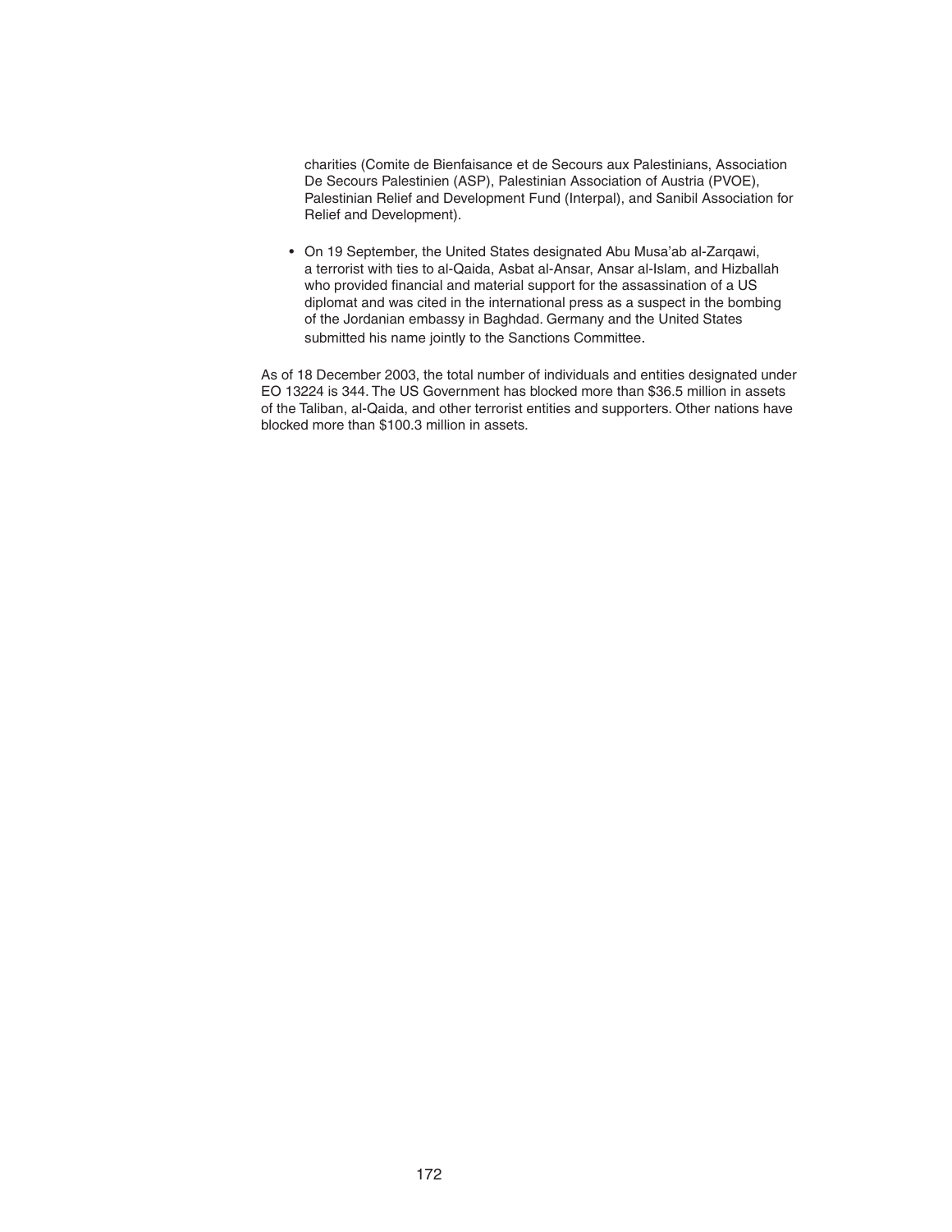charities (Comite de Bienfaisance et de Secours aux Palestinians, Association De Secours Palestinien (ASP), Palestinian Association of Austria (PVOE), Palestinian Relief and Development Fund (Interpal), and Sanibil Association for Relief and Development).

- On 19 September, the United States designated Abu Musa'ab al-Zarqawi, a terrorist with ties to al-Qaida, Asbat al-Ansar, Ansar al-Islam, and Hizballah who provided financial and material support for the assassination of a US diplomat and was cited in the international press as a suspect in the bombing of the Jordanian embassy in Baghdad. Germany and the United States submitted his name jointly to the Sanctions Committee.

As of 18 December 2003, the total number of individuals and entities designated under EO 13224 is 344. The US Government has blocked more than $36.5 million in assets of the Taliban, al-Qaida, and other terrorist entities and supporters. Other nations have blocked more than $100.3 million in assets.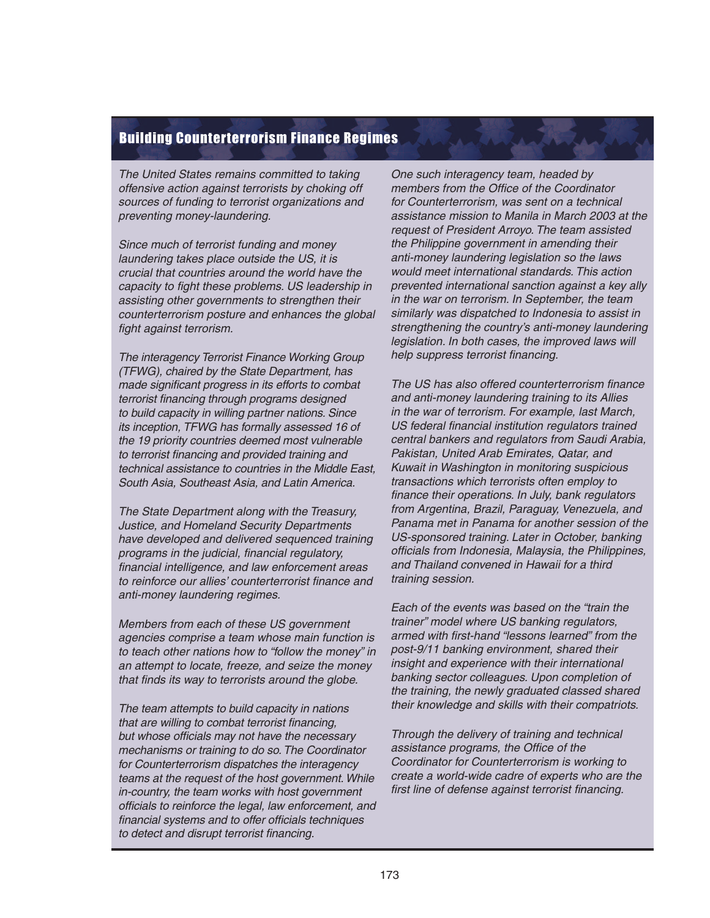## Building Counterterrorism Finance Regimes

*The United States remains committed to taking offensive action against terrorists by choking off sources of funding to terrorist organizations and preventing money-laundering.*

*Since much of terrorist funding and money laundering takes place outside the US, it is crucial that countries around the world have the capacity to fight these problems. US leadership in assisting other governments to strengthen their counterterrorism posture and enhances the global fight against terrorism.*

*The interagency Terrorist Finance Working Group (TFWG), chaired by the State Department, has made significant progress in its efforts to combat terrorist financing through programs designed to build capacity in willing partner nations. Since its inception, TFWG has formally assessed 16 of the 19 priority countries deemed most vulnerable to terrorist financing and provided training and technical assistance to countries in the Middle East, South Asia, Southeast Asia, and Latin America.*

*The State Department along with the Treasury, Justice, and Homeland Security Departments have developed and delivered sequenced training programs in the judicial, financial regulatory, financial intelligence, and law enforcement areas to reinforce our allies' counterterrorist finance and anti-money laundering regimes.*

*Members from each of these US government agencies comprise a team whose main function is to teach other nations how to "follow the money" in an attempt to locate, freeze, and seize the money that finds its way to terrorists around the globe.*

*The team attempts to build capacity in nations that are willing to combat terrorist financing, but whose officials may not have the necessary mechanisms or training to do so. The Coordinator for Counterterrorism dispatches the interagency teams at the request of the host government. While in-country, the team works with host government officials to reinforce the legal, law enforcement, and financial systems and to offer officials techniques to detect and disrupt terrorist financing.*

*One such interagency team, headed by members from the Office of the Coordinator for Counterterrorism, was sent on a technical assistance mission to Manila in March 2003 at the request of President Arroyo. The team assisted the Philippine government in amending their anti-money laundering legislation so the laws would meet international standards. This action prevented international sanction against a key ally in the war on terrorism. In September, the team similarly was dispatched to Indonesia to assist in strengthening the country's anti-money laundering legislation. In both cases, the improved laws will help suppress terrorist financing.*

*The US has also offered counterterrorism finance and anti-money laundering training to its Allies in the war of terrorism. For example, last March, US federal financial institution regulators trained central bankers and regulators from Saudi Arabia, Pakistan, United Arab Emirates, Qatar, and Kuwait in Washington in monitoring suspicious transactions which terrorists often employ to finance their operations. In July, bank regulators from Argentina, Brazil, Paraguay, Venezuela, and Panama met in Panama for another session of the US-sponsored training. Later in October, banking officials from Indonesia, Malaysia, the Philippines, and Thailand convened in Hawaii for a third training session.*

*Each of the events was based on the "train the trainer" model where US banking regulators, armed with first-hand "lessons learned" from the post-9/11 banking environment, shared their insight and experience with their international banking sector colleagues. Upon completion of the training, the newly graduated classed shared their knowledge and skills with their compatriots.*

*Through the delivery of training and technical assistance programs, the Office of the Coordinator for Counterterrorism is working to create a world-wide cadre of experts who are the first line of defense against terrorist financing.*